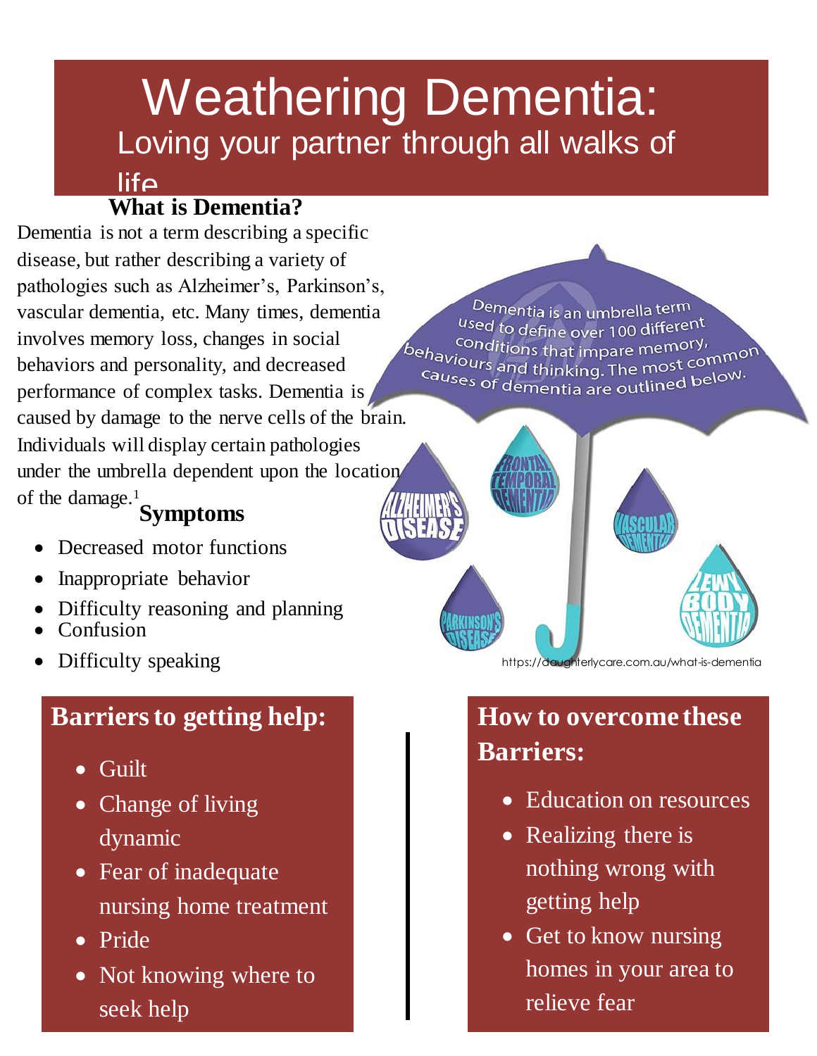# Weathering Dementia:

Loving your partner through all walks of life

## What is Dementia?

Dementia is not a term describing a specific disease, but rather describing a variety of pathologies such as Alzheimer's, Parkinson's, vascular dementia, etc. Many times, dementia involves memory loss, changes in social behaviors and personality, and decreased performance of complex tasks. Dementia is caused by damage to the nerve cells of the brain. Individuals will display certain pathologies under the umbrella dependent upon the location of the damage.[1]

Dementia is an umbrella term used to define over 100 different conditions that impare memory, behaviours and thinking. The most common causes of dementia are outlined below.

ALZHEIMER'S DISEASE

FRONTAL TEMPORAL DEMENTIA

VASCULAR DEMENTIA

PARKINSON'S DISEASE

LEWY BODY DEMENTIA

https://daughterlycare.com.au/what-is-dementia

## Symptoms

- Decreased motor functions
- Inappropriate behavior
- Difficulty reasoning and planning
- Confusion
- Difficulty speaking

## Barriers to getting help:

- Guilt
- Change of living dynamic
- Fear of inadequate nursing home treatment
- Pride
- Not knowing where to seek help

## How to overcome these Barriers:

- Education on resources
- Realizing there is nothing wrong with getting help
- Get to know nursing homes in your area to relieve fear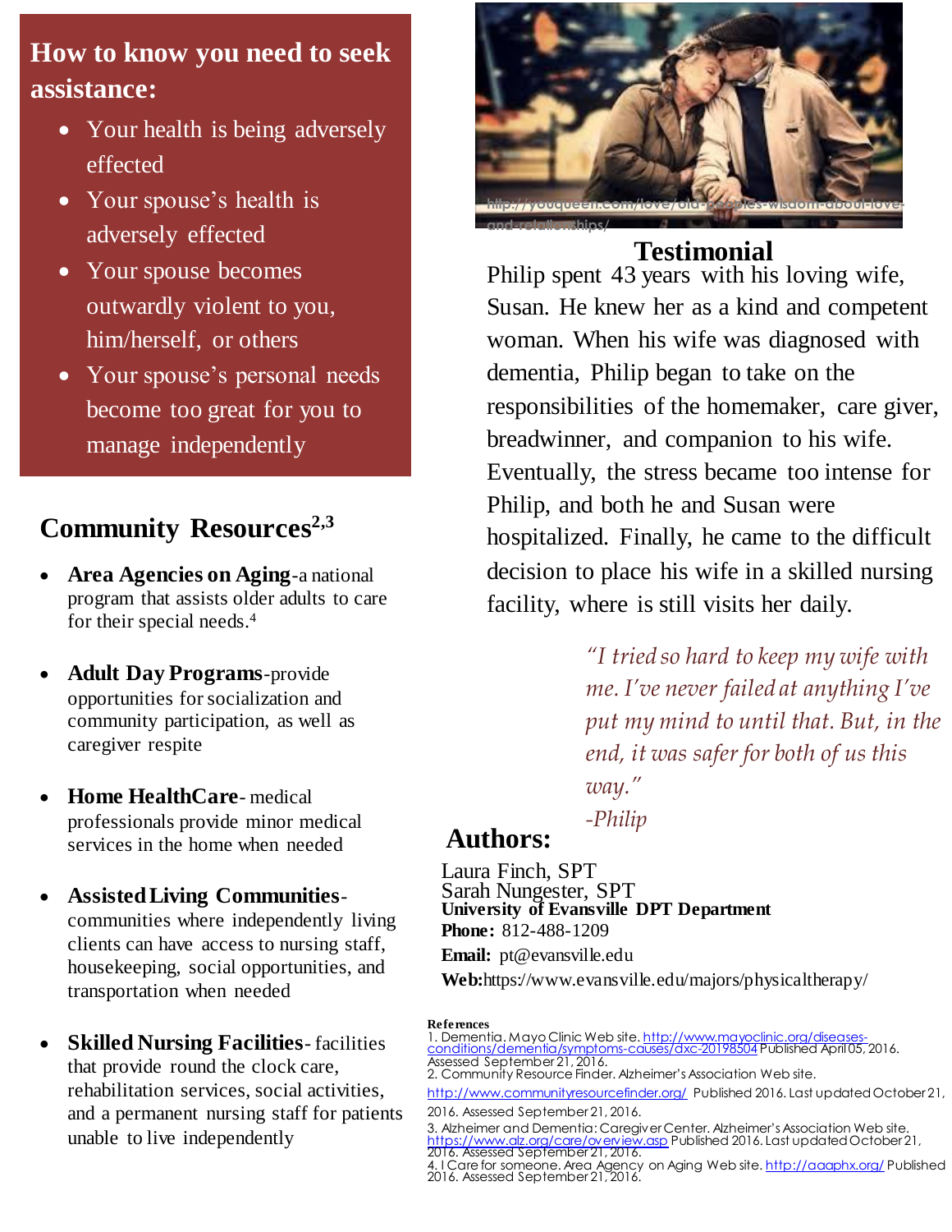## How to know you need to seek assistance:

- Your health is being adversely effected
- Your spouse's health is adversely effected
- Your spouse becomes outwardly violent to you, him/herself, or others
- Your spouse's personal needs become too great for you to manage independently

## Community Resources[2,3]

- **Area Agencies on Aging**-a national program that assists older adults to care for their special needs.[4]
- **Adult Day Programs**-provide opportunities for socialization and community participation, as well as caregiver respite
- **Home HealthCare**- medical professionals provide minor medical services in the home when needed
- **Assisted Living Communities**-communities where independently living clients can have access to nursing staff, housekeeping, social opportunities, and transportation when needed
- **Skilled Nursing Facilities**- facilities that provide round the clock care, rehabilitation services, social activities, and a permanent nursing staff for patients unable to live independently

http://youqueen.com/love/old-peoples-wisdom-about-love-and-relationships/

## Testimonial

Philip spent 43 years with his loving wife, Susan. He knew her as a kind and competent woman. When his wife was diagnosed with dementia, Philip began to take on the responsibilities of the homemaker, care giver, breadwinner, and companion to his wife. Eventually, the stress became too intense for Philip, and both he and Susan were hospitalized. Finally, he came to the difficult decision to place his wife in a skilled nursing facility, where is still visits her daily.

*"I tried so hard to keep my wife with me. I've never failed at anything I've put my mind to until that. But, in the end, it was safer for both of us this way."*

*-Philip*

## Authors:

Laura Finch, SPT
Sarah Nungester, SPT
**University of Evansville DPT Department**
**Phone:** 812-488-1209
**Email:** pt@evansville.edu
**Web:**https://www.evansville.edu/majors/physicaltherapy/

**References**

1. Dementia. Mayo Clinic Web site. http://www.mayoclinic.org/diseases-conditions/dementia/symptoms-causes/dxc-20198504 Published April 05, 2016. Assessed September 21, 2016.
2. Community Resource Finder. Alzheimer's Association Web site. http://www.communityresourcefinder.org/ Published 2016. Last updated October 21, 2016. Assessed September 21, 2016.
3. Alzheimer and Dementia: Caregiver Center. Alzheimer's Association Web site. https://www.alz.org/care/overview.asp Published 2016. Last updated October 21, 2016. Assessed September 21, 2016.
4. I Care for someone. Area Agency on Aging Web site. http://aaaphx.org/ Published 2016. Assessed September 21, 2016.